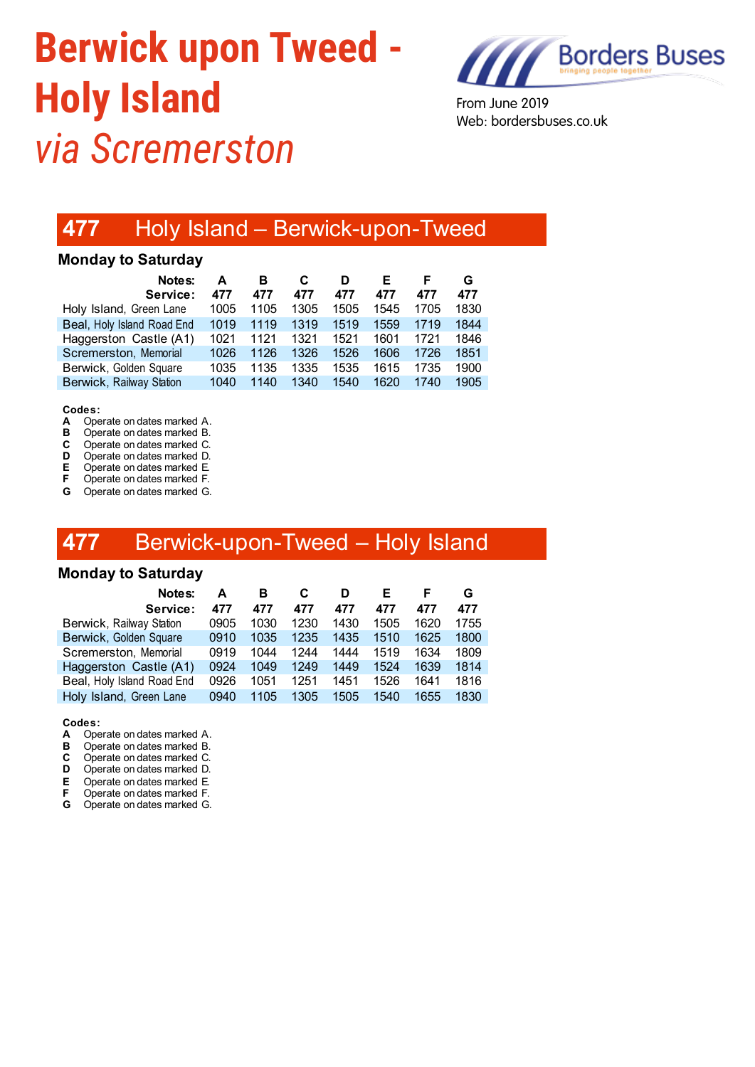# Berwick upon Tweed - Holy Island

*via Scremerston*

Borders Buses
bringing people together

From June 2019
Web: bordersbuses.co.uk

## 477 Holy Island – Berwick-upon-Tweed

**Monday to Saturday**

| Notes: | A | B | C | D | E | F | G |
|---|---|---|---|---|---|---|---|
| **Service:** | **477** | **477** | **477** | **477** | **477** | **477** | **477** |
| Holy Island, Green Lane | 1005 | 1105 | 1305 | 1505 | 1545 | 1705 | 1830 |
| Beal, Holy Island Road End | 1019 | 1119 | 1319 | 1519 | 1559 | 1719 | 1844 |
| Haggerston Castle (A1) | 1021 | 1121 | 1321 | 1521 | 1601 | 1721 | 1846 |
| Scremerston, Memorial | 1026 | 1126 | 1326 | 1526 | 1606 | 1726 | 1851 |
| Berwick, Golden Square | 1035 | 1135 | 1335 | 1535 | 1615 | 1735 | 1900 |
| Berwick, Railway Station | 1040 | 1140 | 1340 | 1540 | 1620 | 1740 | 1905 |

**Codes:**

- **A** Operate on dates marked A.
- **B** Operate on dates marked B.
- **C** Operate on dates marked C.
- **D** Operate on dates marked D.
- **E** Operate on dates marked E.
- **F** Operate on dates marked F.
- **G** Operate on dates marked G.

## 477 Berwick-upon-Tweed – Holy Island

**Monday to Saturday**

| Notes: | A | B | C | D | E | F | G |
|---|---|---|---|---|---|---|---|
| **Service:** | **477** | **477** | **477** | **477** | **477** | **477** | **477** |
| Berwick, Railway Station | 0905 | 1030 | 1230 | 1430 | 1505 | 1620 | 1755 |
| Berwick, Golden Square | 0910 | 1035 | 1235 | 1435 | 1510 | 1625 | 1800 |
| Scremerston, Memorial | 0919 | 1044 | 1244 | 1444 | 1519 | 1634 | 1809 |
| Haggerston Castle (A1) | 0924 | 1049 | 1249 | 1449 | 1524 | 1639 | 1814 |
| Beal, Holy Island Road End | 0926 | 1051 | 1251 | 1451 | 1526 | 1641 | 1816 |
| Holy Island, Green Lane | 0940 | 1105 | 1305 | 1505 | 1540 | 1655 | 1830 |

**Codes:**

- **A** Operate on dates marked A.
- **B** Operate on dates marked B.
- **C** Operate on dates marked C.
- **D** Operate on dates marked D.
- **E** Operate on dates marked E.
- **F** Operate on dates marked F.
- **G** Operate on dates marked G.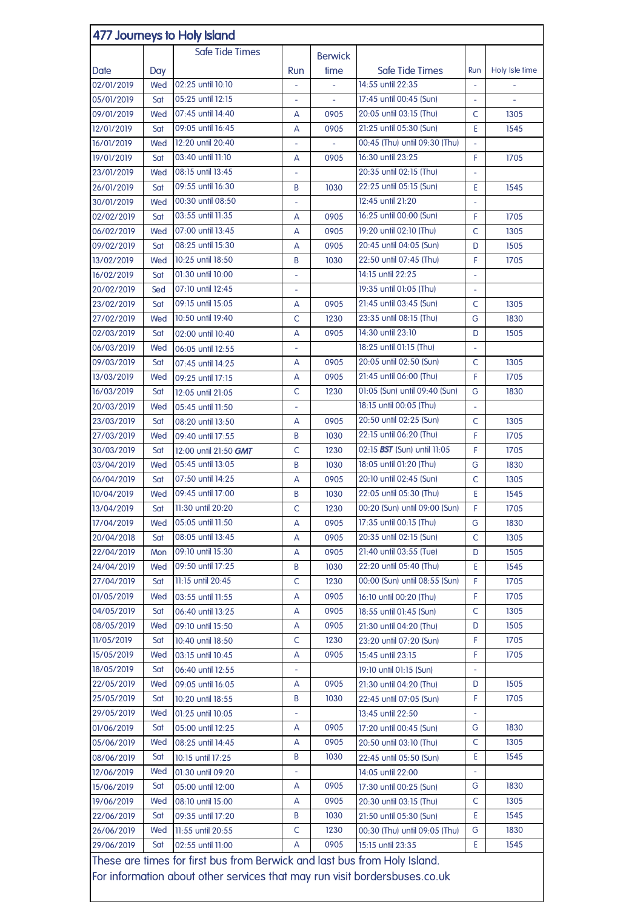# 477 Journeys to Holy Island

| Date | Day | Safe Tide Times | Run | Berwick time | Safe Tide Times | Run | Holy Isle time |
|---|---|---|---|---|---|---|---|
| 02/01/2019 | Wed | 02:25 until 10:10 | - | - | 14:55 until 22:35 | - | - |
| 05/01/2019 | Sat | 05:25 until 12:15 | - | - | 17:45 until 00:45 (Sun) | - | - |
| 09/01/2019 | Wed | 07:45 until 14:40 | A | 0905 | 20:05 until 03:15 (Thu) | C | 1305 |
| 12/01/2019 | Sat | 09:05 until 16:45 | A | 0905 | 21:25 until 05:30 (Sun) | E | 1545 |
| 16/01/2019 | Wed | 12:20 until 20:40 | - | - | 00:45 (Thu) until 09:30 (Thu) | - | |
| 19/01/2019 | Sat | 03:40 until 11:10 | A | 0905 | 16:30 until 23:25 | F | 1705 |
| 23/01/2019 | Wed | 08:15 until 13:45 | - | | 20:35 until 02:15 (Thu) | - | |
| 26/01/2019 | Sat | 09:55 until 16:30 | B | 1030 | 22:25 until 05:15 (Sun) | E | 1545 |
| 30/01/2019 | Wed | 00:30 until 08:50 | - | | 12:45 until 21:20 | - | |
| 02/02/2019 | Sat | 03:55 until 11:35 | A | 0905 | 16:25 until 00:00 (Sun) | F | 1705 |
| 06/02/2019 | Wed | 07:00 until 13:45 | A | 0905 | 19:20 until 02:10 (Thu) | C | 1305 |
| 09/02/2019 | Sat | 08:25 until 15:30 | A | 0905 | 20:45 until 04:05 (Sun) | D | 1505 |
| 13/02/2019 | Wed | 10:25 until 18:50 | B | 1030 | 22:50 until 07:45 (Thu) | F | 1705 |
| 16/02/2019 | Sat | 01:30 until 10:00 | - | | 14:15 until 22:25 | - | |
| 20/02/2019 | Sed | 07:10 until 12:45 | - | | 19:35 until 01:05 (Thu) | - | |
| 23/02/2019 | Sat | 09:15 until 15:05 | A | 0905 | 21:45 until 03:45 (Sun) | C | 1305 |
| 27/02/2019 | Wed | 10:50 until 19:40 | C | 1230 | 23:35 until 08:15 (Thu) | G | 1830 |
| 02/03/2019 | Sat | 02:00 until 10:40 | A | 0905 | 14:30 until 23:10 | D | 1505 |
| 06/03/2019 | Wed | 06:05 until 12:55 | - | | 18:25 until 01:15 (Thu) | - | |
| 09/03/2019 | Sat | 07:45 until 14:25 | A | 0905 | 20:05 until 02:50 (Sun) | C | 1305 |
| 13/03/2019 | Wed | 09:25 until 17:15 | A | 0905 | 21:45 until 06:00 (Thu) | F | 1705 |
| 16/03/2019 | Sat | 12:05 until 21:05 | C | 1230 | 01:05 (Sun) until 09:40 (Sun) | G | 1830 |
| 20/03/2019 | Wed | 05:45 until 11:50 | - | | 18:15 until 00:05 (Thu) | - | |
| 23/03/2019 | Sat | 08:20 until 13:50 | A | 0905 | 20:50 until 02:25 (Sun) | C | 1305 |
| 27/03/2019 | Wed | 09:40 until 17:55 | B | 1030 | 22:15 until 06:20 (Thu) | F | 1705 |
| 30/03/2019 | Sat | 12:00 until 21:50 ***GMT*** | C | 1230 | 02:15 ***BST*** (Sun) until 11:05 | F | 1705 |
| 03/04/2019 | Wed | 05:45 until 13:05 | B | 1030 | 18:05 until 01:20 (Thu) | G | 1830 |
| 06/04/2019 | Sat | 07:50 until 14:25 | A | 0905 | 20:10 until 02:45 (Sun) | C | 1305 |
| 10/04/2019 | Wed | 09:45 until 17:00 | B | 1030 | 22:05 until 05:30 (Thu) | E | 1545 |
| 13/04/2019 | Sat | 11:30 until 20:20 | C | 1230 | 00:20 (Sun) until 09:00 (Sun) | F | 1705 |
| 17/04/2019 | Wed | 05:05 until 11:50 | A | 0905 | 17:35 until 00:15 (Thu) | G | 1830 |
| 20/04/2018 | Sat | 08:05 until 13:45 | A | 0905 | 20:35 until 02:15 (Sun) | C | 1305 |
| 22/04/2019 | Mon | 09:10 until 15:30 | A | 0905 | 21:40 until 03:55 (Tue) | D | 1505 |
| 24/04/2019 | Wed | 09:50 until 17:25 | B | 1030 | 22:20 until 05:40 (Thu) | E | 1545 |
| 27/04/2019 | Sat | 11:15 until 20:45 | C | 1230 | 00:00 (Sun) until 08:55 (Sun) | F | 1705 |
| 01/05/2019 | Wed | 03:55 until 11:55 | A | 0905 | 16:10 until 00:20 (Thu) | F | 1705 |
| 04/05/2019 | Sat | 06:40 until 13:25 | A | 0905 | 18:55 until 01:45 (Sun) | C | 1305 |
| 08/05/2019 | Wed | 09:10 until 15:50 | A | 0905 | 21:30 until 04:20 (Thu) | D | 1505 |
| 11/05/2019 | Sat | 10:40 until 18:50 | C | 1230 | 23:20 until 07:20 (Sun) | F | 1705 |
| 15/05/2019 | Wed | 03:15 until 10:45 | A | 0905 | 15:45 until 23:15 | F | 1705 |
| 18/05/2019 | Sat | 06:40 until 12:55 | - | | 19:10 until 01:15 (Sun) | - | |
| 22/05/2019 | Wed | 09:05 until 16:05 | A | 0905 | 21:30 until 04:20 (Thu) | D | 1505 |
| 25/05/2019 | Sat | 10:20 until 18:55 | B | 1030 | 22:45 until 07:05 (Sun) | F | 1705 |
| 29/05/2019 | Wed | 01:25 until 10:05 | - | | 13:45 until 22:50 | - | |
| 01/06/2019 | Sat | 05:00 until 12:25 | A | 0905 | 17:20 until 00:45 (Sun) | G | 1830 |
| 05/06/2019 | Wed | 08:25 until 14:45 | A | 0905 | 20:50 until 03:10 (Thu) | C | 1305 |
| 08/06/2019 | Sat | 10:15 until 17:25 | B | 1030 | 22:45 until 05:50 (Sun) | E | 1545 |
| 12/06/2019 | Wed | 01:30 until 09:20 | - | | 14:05 until 22:00 | - | |
| 15/06/2019 | Sat | 05:00 until 12:00 | A | 0905 | 17:30 until 00:25 (Sun) | G | 1830 |
| 19/06/2019 | Wed | 08:10 until 15:00 | A | 0905 | 20:30 until 03:15 (Thu) | C | 1305 |
| 22/06/2019 | Sat | 09:35 until 17:20 | B | 1030 | 21:50 until 05:30 (Sun) | E | 1545 |
| 26/06/2019 | Wed | 11:55 until 20:55 | C | 1230 | 00:30 (Thu) until 09:05 (Thu) | G | 1830 |
| 29/06/2019 | Sat | 02:55 until 11:00 | A | 0905 | 15:15 until 23:35 | E | 1545 |

These are times for first bus from Berwick and last bus from Holy Island.

For information about other services that may run visit bordersbuses.co.uk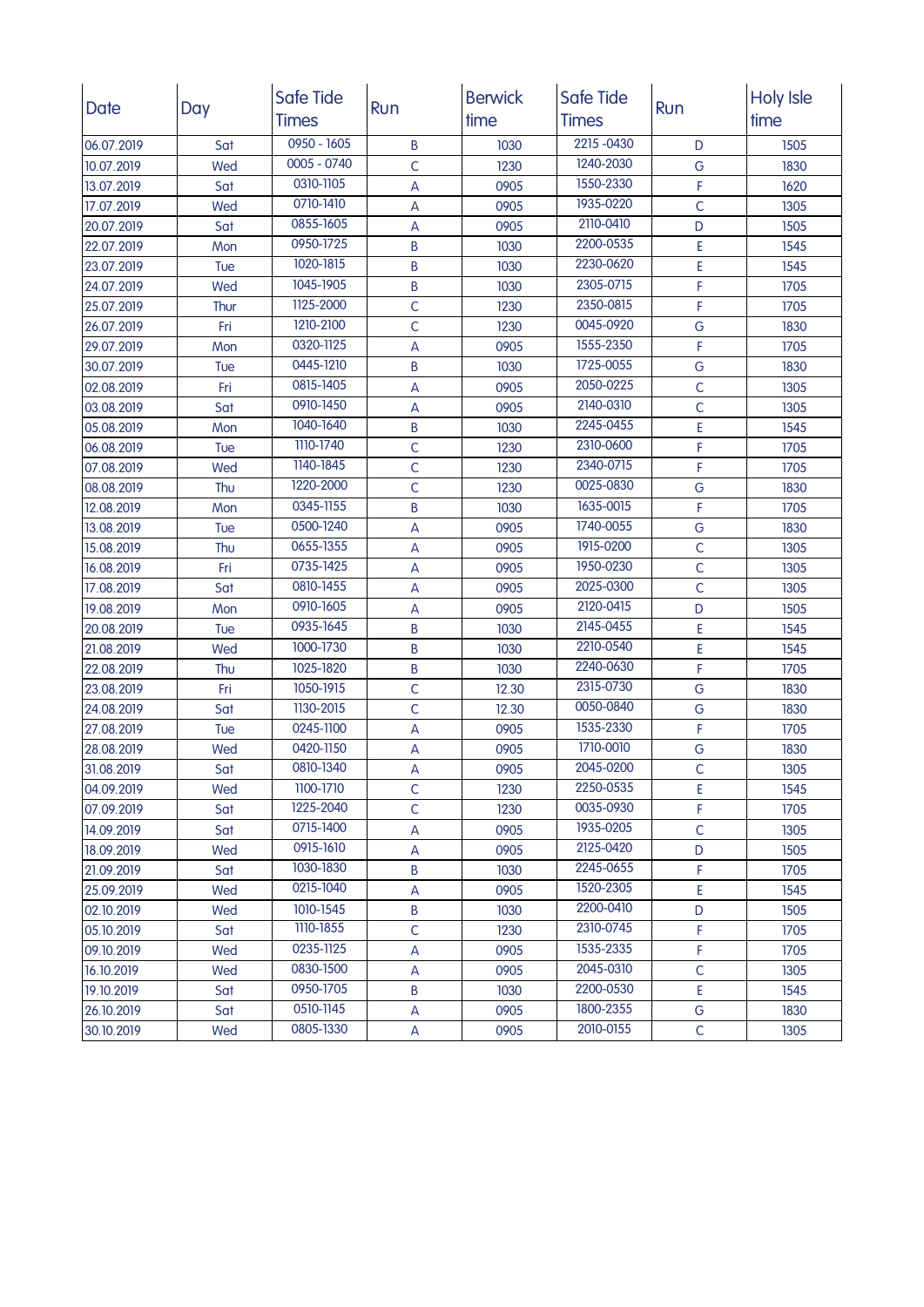| Date | Day | Safe Tide Times | Run | Berwick time | Safe Tide Times | Run | Holy Isle time |
|---|---|---|---|---|---|---|---|
| 06.07.2019 | Sat | 0950 - 1605 | B | 1030 | 2215 -0430 | D | 1505 |
| 10.07.2019 | Wed | 0005 - 0740 | C | 1230 | 1240-2030 | G | 1830 |
| 13.07.2019 | Sat | 0310-1105 | A | 0905 | 1550-2330 | F | 1620 |
| 17.07.2019 | Wed | 0710-1410 | A | 0905 | 1935-0220 | C | 1305 |
| 20.07.2019 | Sat | 0855-1605 | A | 0905 | 2110-0410 | D | 1505 |
| 22.07.2019 | Mon | 0950-1725 | B | 1030 | 2200-0535 | E | 1545 |
| 23.07.2019 | Tue | 1020-1815 | B | 1030 | 2230-0620 | E | 1545 |
| 24.07.2019 | Wed | 1045-1905 | B | 1030 | 2305-0715 | F | 1705 |
| 25.07.2019 | Thur | 1125-2000 | C | 1230 | 2350-0815 | F | 1705 |
| 26.07.2019 | Fri | 1210-2100 | C | 1230 | 0045-0920 | G | 1830 |
| 29.07.2019 | Mon | 0320-1125 | A | 0905 | 1555-2350 | F | 1705 |
| 30.07.2019 | Tue | 0445-1210 | B | 1030 | 1725-0055 | G | 1830 |
| 02.08.2019 | Fri | 0815-1405 | A | 0905 | 2050-0225 | C | 1305 |
| 03.08.2019 | Sat | 0910-1450 | A | 0905 | 2140-0310 | C | 1305 |
| 05.08.2019 | Mon | 1040-1640 | B | 1030 | 2245-0455 | E | 1545 |
| 06.08.2019 | Tue | 1110-1740 | C | 1230 | 2310-0600 | F | 1705 |
| 07.08.2019 | Wed | 1140-1845 | C | 1230 | 2340-0715 | F | 1705 |
| 08.08.2019 | Thu | 1220-2000 | C | 1230 | 0025-0830 | G | 1830 |
| 12.08.2019 | Mon | 0345-1155 | B | 1030 | 1635-0015 | F | 1705 |
| 13.08.2019 | Tue | 0500-1240 | A | 0905 | 1740-0055 | G | 1830 |
| 15.08.2019 | Thu | 0655-1355 | A | 0905 | 1915-0200 | C | 1305 |
| 16.08.2019 | Fri | 0735-1425 | A | 0905 | 1950-0230 | C | 1305 |
| 17.08.2019 | Sat | 0810-1455 | A | 0905 | 2025-0300 | C | 1305 |
| 19.08.2019 | Mon | 0910-1605 | A | 0905 | 2120-0415 | D | 1505 |
| 20.08.2019 | Tue | 0935-1645 | B | 1030 | 2145-0455 | E | 1545 |
| 21.08.2019 | Wed | 1000-1730 | B | 1030 | 2210-0540 | E | 1545 |
| 22.08.2019 | Thu | 1025-1820 | B | 1030 | 2240-0630 | F | 1705 |
| 23.08.2019 | Fri | 1050-1915 | C | 12.30 | 2315-0730 | G | 1830 |
| 24.08.2019 | Sat | 1130-2015 | C | 12.30 | 0050-0840 | G | 1830 |
| 27.08.2019 | Tue | 0245-1100 | A | 0905 | 1535-2330 | F | 1705 |
| 28.08.2019 | Wed | 0420-1150 | A | 0905 | 1710-0010 | G | 1830 |
| 31.08.2019 | Sat | 0810-1340 | A | 0905 | 2045-0200 | C | 1305 |
| 04.09.2019 | Wed | 1100-1710 | C | 1230 | 2250-0535 | E | 1545 |
| 07.09.2019 | Sat | 1225-2040 | C | 1230 | 0035-0930 | F | 1705 |
| 14.09.2019 | Sat | 0715-1400 | A | 0905 | 1935-0205 | C | 1305 |
| 18.09.2019 | Wed | 0915-1610 | A | 0905 | 2125-0420 | D | 1505 |
| 21.09.2019 | Sat | 1030-1830 | B | 1030 | 2245-0655 | F | 1705 |
| 25.09.2019 | Wed | 0215-1040 | A | 0905 | 1520-2305 | E | 1545 |
| 02.10.2019 | Wed | 1010-1545 | B | 1030 | 2200-0410 | D | 1505 |
| 05.10.2019 | Sat | 1110-1855 | C | 1230 | 2310-0745 | F | 1705 |
| 09.10.2019 | Wed | 0235-1125 | A | 0905 | 1535-2335 | F | 1705 |
| 16.10.2019 | Wed | 0830-1500 | A | 0905 | 2045-0310 | C | 1305 |
| 19.10.2019 | Sat | 0950-1705 | B | 1030 | 2200-0530 | E | 1545 |
| 26.10.2019 | Sat | 0510-1145 | A | 0905 | 1800-2355 | G | 1830 |
| 30.10.2019 | Wed | 0805-1330 | A | 0905 | 2010-0155 | C | 1305 |